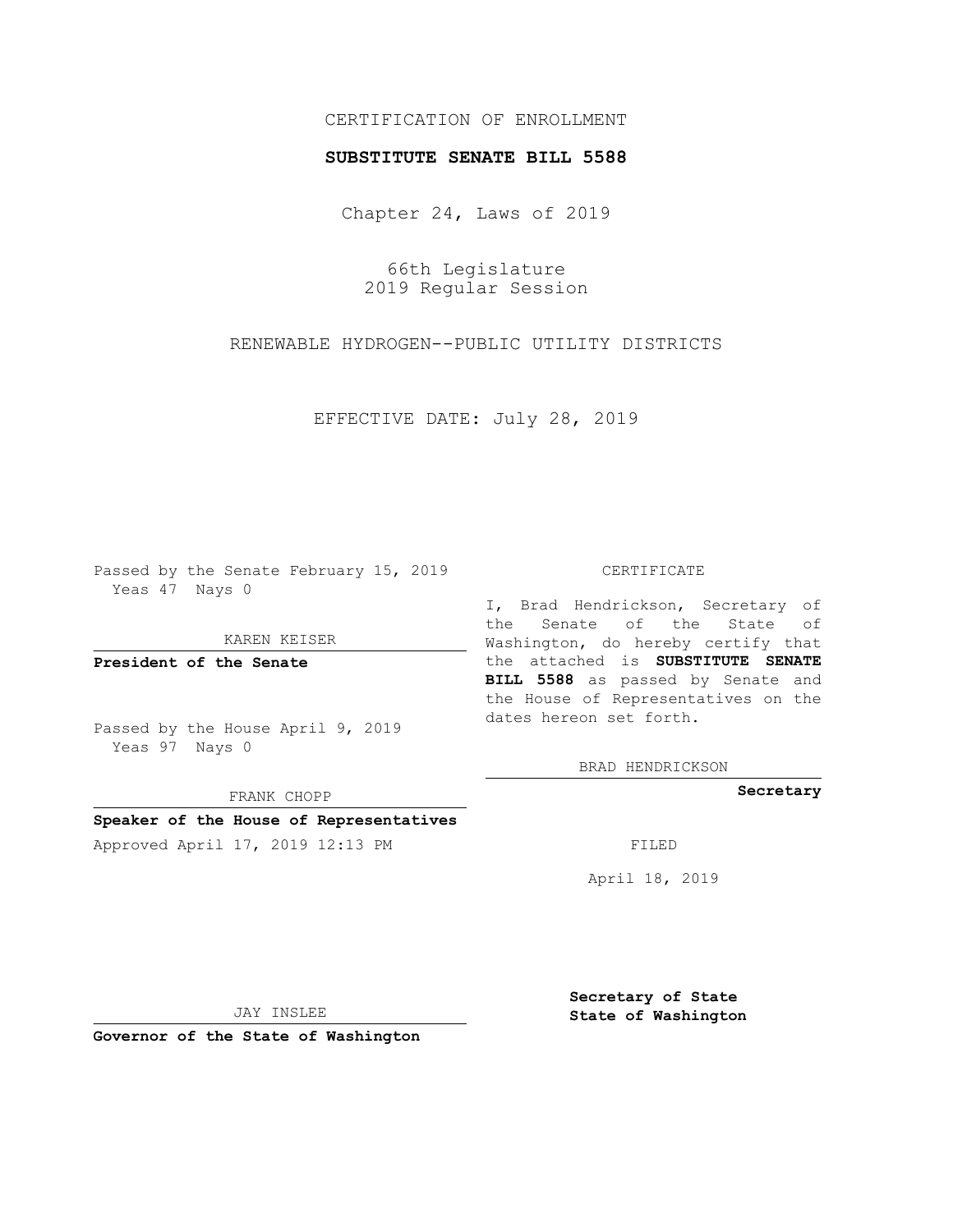CERTIFICATION OF ENROLLMENT

**SUBSTITUTE SENATE BILL 5588**

Chapter 24, Laws of 2019

66th Legislature
2019 Regular Session

RENEWABLE HYDROGEN--PUBLIC UTILITY DISTRICTS

EFFECTIVE DATE: July 28, 2019

Passed by the Senate February 15, 2019
Yeas 47 Nays 0

KAREN KEISER

**President of the Senate**

Passed by the House April 9, 2019
Yeas 97 Nays 0

FRANK CHOPP

**Speaker of the House of Representatives**

Approved April 17, 2019 12:13 PM

JAY INSLEE

**Governor of the State of Washington**

CERTIFICATE

I, Brad Hendrickson, Secretary of the Senate of the State of Washington, do hereby certify that the attached is **SUBSTITUTE SENATE BILL 5588** as passed by Senate and the House of Representatives on the dates hereon set forth.

BRAD HENDRICKSON

**Secretary**

FILED

April 18, 2019

**Secretary of State**
**State of Washington**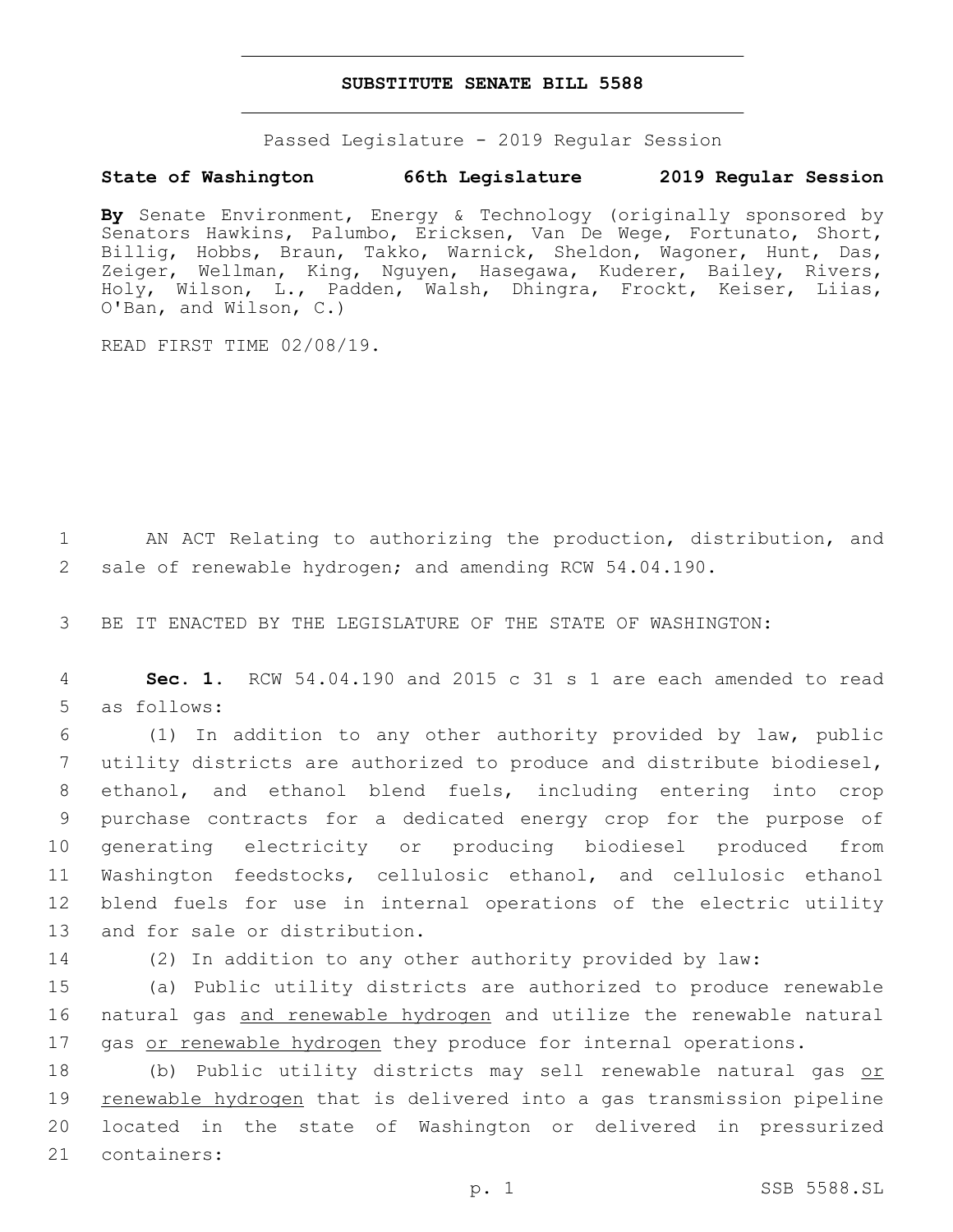# SUBSTITUTE SENATE BILL 5588

Passed Legislature - 2019 Regular Session

**State of Washington 66th Legislature 2019 Regular Session**

**By** Senate Environment, Energy & Technology (originally sponsored by Senators Hawkins, Palumbo, Ericksen, Van De Wege, Fortunato, Short, Billig, Hobbs, Braun, Takko, Warnick, Sheldon, Wagoner, Hunt, Das, Zeiger, Wellman, King, Nguyen, Hasegawa, Kuderer, Bailey, Rivers, Holy, Wilson, L., Padden, Walsh, Dhingra, Frockt, Keiser, Liias, O'Ban, and Wilson, C.)

READ FIRST TIME 02/08/19.

1 AN ACT Relating to authorizing the production, distribution, and 2 sale of renewable hydrogen; and amending RCW 54.04.190.

3 BE IT ENACTED BY THE LEGISLATURE OF THE STATE OF WASHINGTON:

4 **Sec. 1.** RCW 54.04.190 and 2015 c 31 s 1 are each amended to read 5 as follows:

6 (1) In addition to any other authority provided by law, public 7 utility districts are authorized to produce and distribute biodiesel, 8 ethanol, and ethanol blend fuels, including entering into crop 9 purchase contracts for a dedicated energy crop for the purpose of 10 generating electricity or producing biodiesel produced from 11 Washington feedstocks, cellulosic ethanol, and cellulosic ethanol 12 blend fuels for use in internal operations of the electric utility 13 and for sale or distribution.

14 (2) In addition to any other authority provided by law:

15 (a) Public utility districts are authorized to produce renewable 16 natural gas <u>and renewable hydrogen</u> and utilize the renewable natural 17 gas <u>or renewable hydrogen</u> they produce for internal operations.

18 (b) Public utility districts may sell renewable natural gas <u>or</u> 19 <u>renewable hydrogen</u> that is delivered into a gas transmission pipeline 20 located in the state of Washington or delivered in pressurized 21 containers: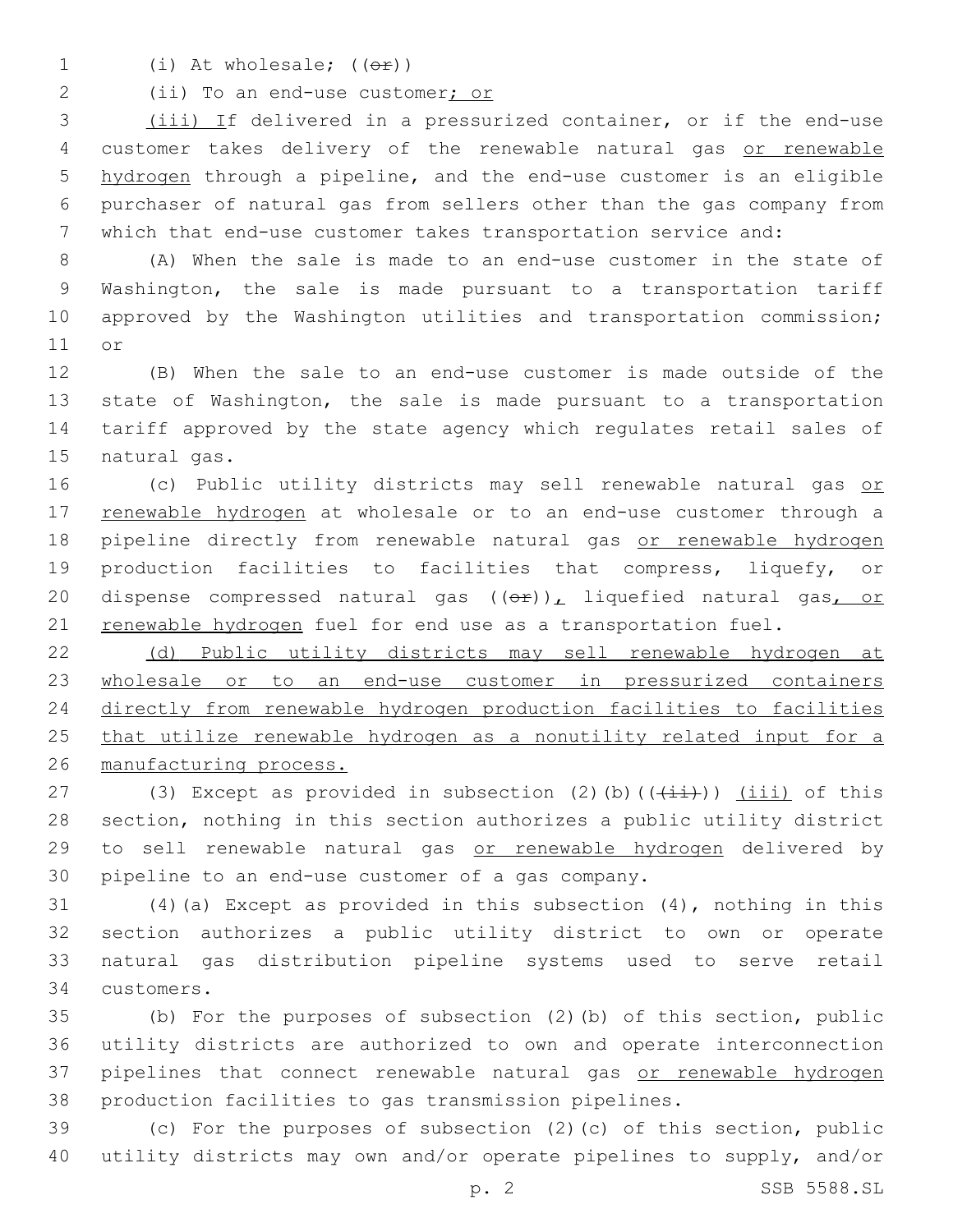(i) At wholesale; ((~~or~~))

(ii) To an end-use customer; or

(iii) If delivered in a pressurized container, or if the end-use customer takes delivery of the renewable natural gas or renewable hydrogen through a pipeline, and the end-use customer is an eligible purchaser of natural gas from sellers other than the gas company from which that end-use customer takes transportation service and:

(A) When the sale is made to an end-use customer in the state of Washington, the sale is made pursuant to a transportation tariff approved by the Washington utilities and transportation commission; or

(B) When the sale to an end-use customer is made outside of the state of Washington, the sale is made pursuant to a transportation tariff approved by the state agency which regulates retail sales of natural gas.

(c) Public utility districts may sell renewable natural gas or renewable hydrogen at wholesale or to an end-use customer through a pipeline directly from renewable natural gas or renewable hydrogen production facilities to facilities that compress, liquefy, or dispense compressed natural gas ((~~or~~)), liquefied natural gas, or renewable hydrogen fuel for end use as a transportation fuel.

(d) Public utility districts may sell renewable hydrogen at wholesale or to an end-use customer in pressurized containers directly from renewable hydrogen production facilities to facilities that utilize renewable hydrogen as a nonutility related input for a manufacturing process.

(3) Except as provided in subsection (2)(b)((~~(ii)~~)) (iii) of this section, nothing in this section authorizes a public utility district to sell renewable natural gas or renewable hydrogen delivered by pipeline to an end-use customer of a gas company.

(4)(a) Except as provided in this subsection (4), nothing in this section authorizes a public utility district to own or operate natural gas distribution pipeline systems used to serve retail customers.

(b) For the purposes of subsection (2)(b) of this section, public utility districts are authorized to own and operate interconnection pipelines that connect renewable natural gas or renewable hydrogen production facilities to gas transmission pipelines.

(c) For the purposes of subsection (2)(c) of this section, public utility districts may own and/or operate pipelines to supply, and/or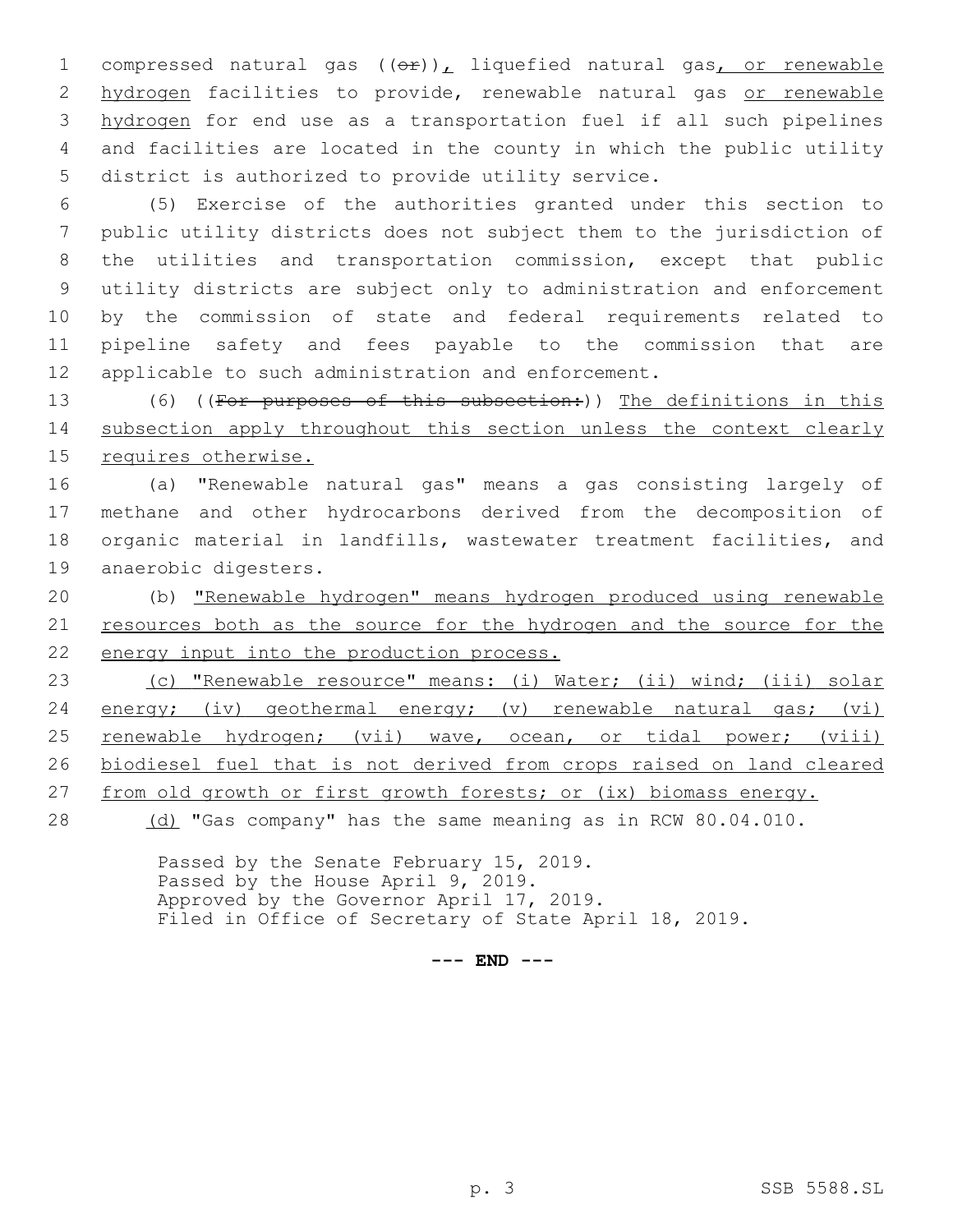compressed natural gas ((~~or~~)), liquefied natural gas, or renewable hydrogen facilities to provide, renewable natural gas or renewable hydrogen for end use as a transportation fuel if all such pipelines and facilities are located in the county in which the public utility district is authorized to provide utility service.

(5) Exercise of the authorities granted under this section to public utility districts does not subject them to the jurisdiction of the utilities and transportation commission, except that public utility districts are subject only to administration and enforcement by the commission of state and federal requirements related to pipeline safety and fees payable to the commission that are applicable to such administration and enforcement.

(6) ((~~For purposes of this subsection:~~)) The definitions in this subsection apply throughout this section unless the context clearly requires otherwise.

(a) "Renewable natural gas" means a gas consisting largely of methane and other hydrocarbons derived from the decomposition of organic material in landfills, wastewater treatment facilities, and anaerobic digesters.

(b) "Renewable hydrogen" means hydrogen produced using renewable resources both as the source for the hydrogen and the source for the energy input into the production process.

(c) "Renewable resource" means: (i) Water; (ii) wind; (iii) solar energy; (iv) geothermal energy; (v) renewable natural gas; (vi) renewable hydrogen; (vii) wave, ocean, or tidal power; (viii) biodiesel fuel that is not derived from crops raised on land cleared from old growth or first growth forests; or (ix) biomass energy.

(d) "Gas company" has the same meaning as in RCW 80.04.010.

Passed by the Senate February 15, 2019.
Passed by the House April 9, 2019.
Approved by the Governor April 17, 2019.
Filed in Office of Secretary of State April 18, 2019.

**--- END ---**